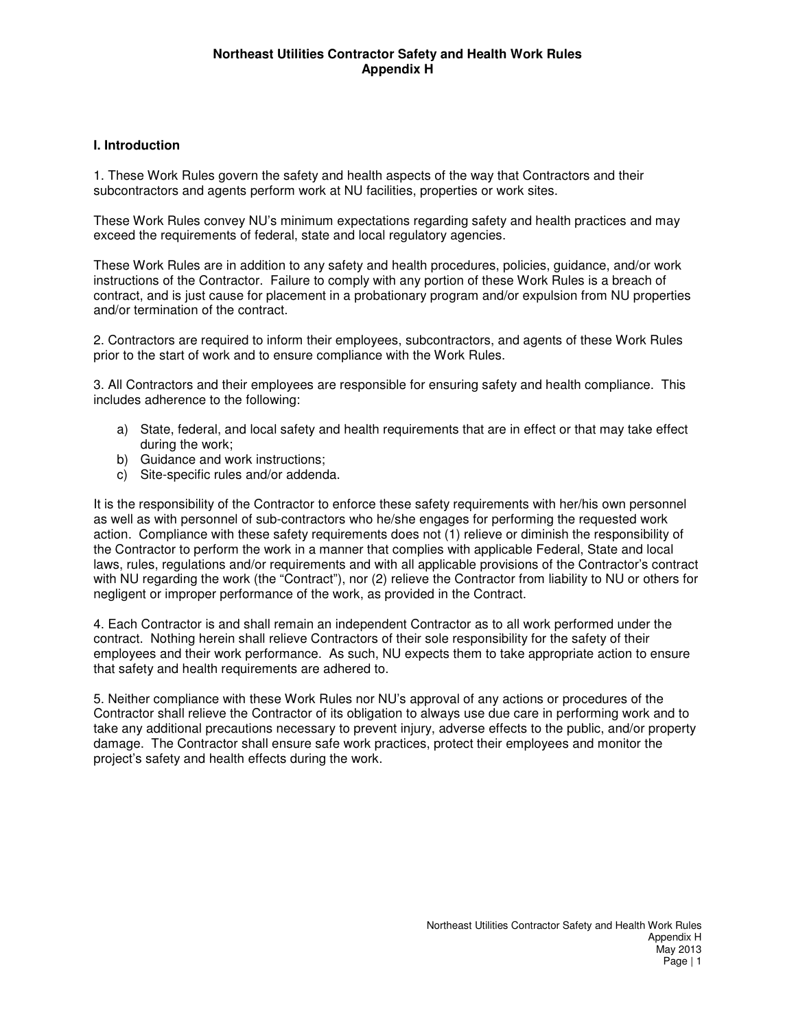# Northeast Utilities Contractor Safety and Health Work Rules
## Appendix H

### I. Introduction

1. These Work Rules govern the safety and health aspects of the way that Contractors and their subcontractors and agents perform work at NU facilities, properties or work sites.

These Work Rules convey NU's minimum expectations regarding safety and health practices and may exceed the requirements of federal, state and local regulatory agencies.

These Work Rules are in addition to any safety and health procedures, policies, guidance, and/or work instructions of the Contractor. Failure to comply with any portion of these Work Rules is a breach of contract, and is just cause for placement in a probationary program and/or expulsion from NU properties and/or termination of the contract.

2. Contractors are required to inform their employees, subcontractors, and agents of these Work Rules prior to the start of work and to ensure compliance with the Work Rules.

3. All Contractors and their employees are responsible for ensuring safety and health compliance. This includes adherence to the following:

a) State, federal, and local safety and health requirements that are in effect or that may take effect during the work;
b) Guidance and work instructions;
c) Site-specific rules and/or addenda.

It is the responsibility of the Contractor to enforce these safety requirements with her/his own personnel as well as with personnel of sub-contractors who he/she engages for performing the requested work action. Compliance with these safety requirements does not (1) relieve or diminish the responsibility of the Contractor to perform the work in a manner that complies with applicable Federal, State and local laws, rules, regulations and/or requirements and with all applicable provisions of the Contractor's contract with NU regarding the work (the "Contract"), nor (2) relieve the Contractor from liability to NU or others for negligent or improper performance of the work, as provided in the Contract.

4. Each Contractor is and shall remain an independent Contractor as to all work performed under the contract. Nothing herein shall relieve Contractors of their sole responsibility for the safety of their employees and their work performance. As such, NU expects them to take appropriate action to ensure that safety and health requirements are adhered to.

5. Neither compliance with these Work Rules nor NU's approval of any actions or procedures of the Contractor shall relieve the Contractor of its obligation to always use due care in performing work and to take any additional precautions necessary to prevent injury, adverse effects to the public, and/or property damage. The Contractor shall ensure safe work practices, protect their employees and monitor the project's safety and health effects during the work.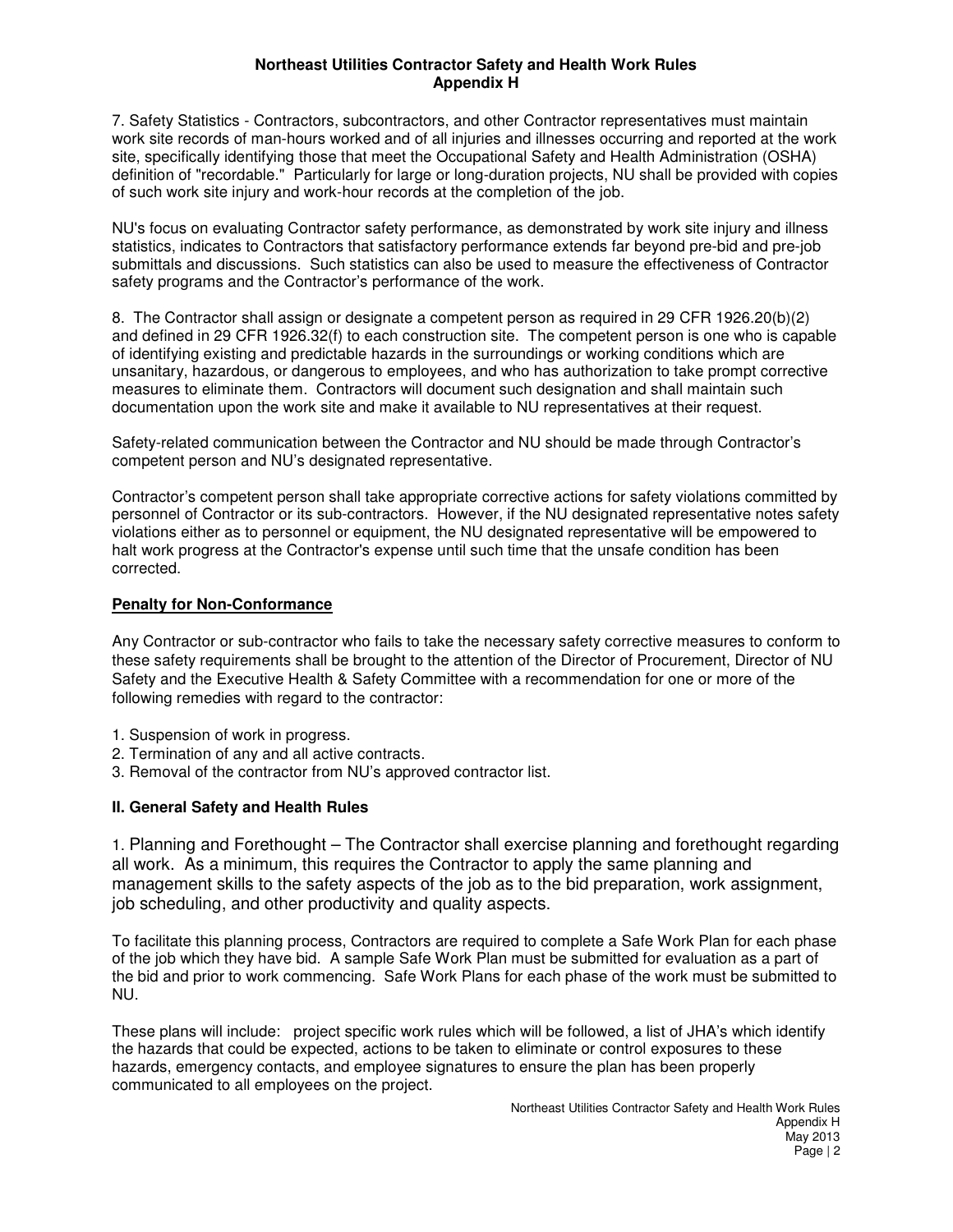7. Safety Statistics - Contractors, subcontractors, and other Contractor representatives must maintain work site records of man-hours worked and of all injuries and illnesses occurring and reported at the work site, specifically identifying those that meet the Occupational Safety and Health Administration (OSHA) definition of "recordable." Particularly for large or long-duration projects, NU shall be provided with copies of such work site injury and work-hour records at the completion of the job.

NU's focus on evaluating Contractor safety performance, as demonstrated by work site injury and illness statistics, indicates to Contractors that satisfactory performance extends far beyond pre-bid and pre-job submittals and discussions. Such statistics can also be used to measure the effectiveness of Contractor safety programs and the Contractor's performance of the work.

8. The Contractor shall assign or designate a competent person as required in 29 CFR 1926.20(b)(2) and defined in 29 CFR 1926.32(f) to each construction site. The competent person is one who is capable of identifying existing and predictable hazards in the surroundings or working conditions which are unsanitary, hazardous, or dangerous to employees, and who has authorization to take prompt corrective measures to eliminate them. Contractors will document such designation and shall maintain such documentation upon the work site and make it available to NU representatives at their request.

Safety-related communication between the Contractor and NU should be made through Contractor's competent person and NU's designated representative.

Contractor's competent person shall take appropriate corrective actions for safety violations committed by personnel of Contractor or its sub-contractors. However, if the NU designated representative notes safety violations either as to personnel or equipment, the NU designated representative will be empowered to halt work progress at the Contractor's expense until such time that the unsafe condition has been corrected.

**Penalty for Non-Conformance**

Any Contractor or sub-contractor who fails to take the necessary safety corrective measures to conform to these safety requirements shall be brought to the attention of the Director of Procurement, Director of NU Safety and the Executive Health & Safety Committee with a recommendation for one or more of the following remedies with regard to the contractor:

1. Suspension of work in progress.
2. Termination of any and all active contracts.
3. Removal of the contractor from NU's approved contractor list.

## II. General Safety and Health Rules

1. Planning and Forethought – The Contractor shall exercise planning and forethought regarding all work. As a minimum, this requires the Contractor to apply the same planning and management skills to the safety aspects of the job as to the bid preparation, work assignment, job scheduling, and other productivity and quality aspects.

To facilitate this planning process, Contractors are required to complete a Safe Work Plan for each phase of the job which they have bid. A sample Safe Work Plan must be submitted for evaluation as a part of the bid and prior to work commencing. Safe Work Plans for each phase of the work must be submitted to NU.

These plans will include: project specific work rules which will be followed, a list of JHA's which identify the hazards that could be expected, actions to be taken to eliminate or control exposures to these hazards, emergency contacts, and employee signatures to ensure the plan has been properly communicated to all employees on the project.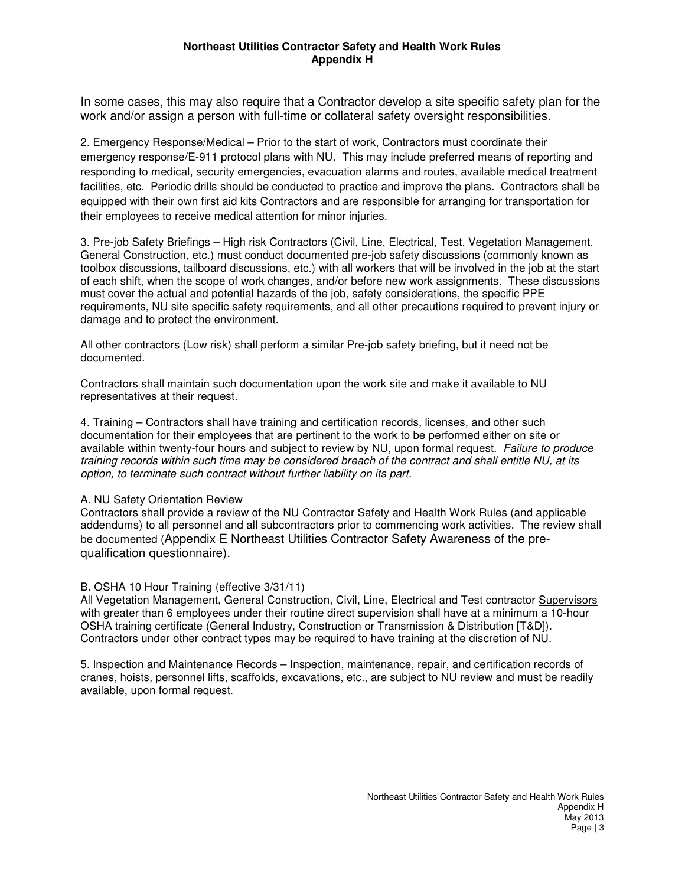In some cases, this may also require that a Contractor develop a site specific safety plan for the work and/or assign a person with full-time or collateral safety oversight responsibilities.

2. Emergency Response/Medical – Prior to the start of work, Contractors must coordinate their emergency response/E-911 protocol plans with NU. This may include preferred means of reporting and responding to medical, security emergencies, evacuation alarms and routes, available medical treatment facilities, etc. Periodic drills should be conducted to practice and improve the plans. Contractors shall be equipped with their own first aid kits Contractors and are responsible for arranging for transportation for their employees to receive medical attention for minor injuries.

3. Pre-job Safety Briefings – High risk Contractors (Civil, Line, Electrical, Test, Vegetation Management, General Construction, etc.) must conduct documented pre-job safety discussions (commonly known as toolbox discussions, tailboard discussions, etc.) with all workers that will be involved in the job at the start of each shift, when the scope of work changes, and/or before new work assignments. These discussions must cover the actual and potential hazards of the job, safety considerations, the specific PPE requirements, NU site specific safety requirements, and all other precautions required to prevent injury or damage and to protect the environment.

All other contractors (Low risk) shall perform a similar Pre-job safety briefing, but it need not be documented.

Contractors shall maintain such documentation upon the work site and make it available to NU representatives at their request.

4. Training – Contractors shall have training and certification records, licenses, and other such documentation for their employees that are pertinent to the work to be performed either on site or available within twenty-four hours and subject to review by NU, upon formal request. *Failure to produce training records within such time may be considered breach of the contract and shall entitle NU, at its option, to terminate such contract without further liability on its part.*

A. NU Safety Orientation Review

Contractors shall provide a review of the NU Contractor Safety and Health Work Rules (and applicable addendums) to all personnel and all subcontractors prior to commencing work activities. The review shall be documented (Appendix E Northeast Utilities Contractor Safety Awareness of the pre-qualification questionnaire).

B. OSHA 10 Hour Training (effective 3/31/11)

All Vegetation Management, General Construction, Civil, Line, Electrical and Test contractor Supervisors with greater than 6 employees under their routine direct supervision shall have at a minimum a 10-hour OSHA training certificate (General Industry, Construction or Transmission & Distribution [T&D]). Contractors under other contract types may be required to have training at the discretion of NU.

5. Inspection and Maintenance Records – Inspection, maintenance, repair, and certification records of cranes, hoists, personnel lifts, scaffolds, excavations, etc., are subject to NU review and must be readily available, upon formal request.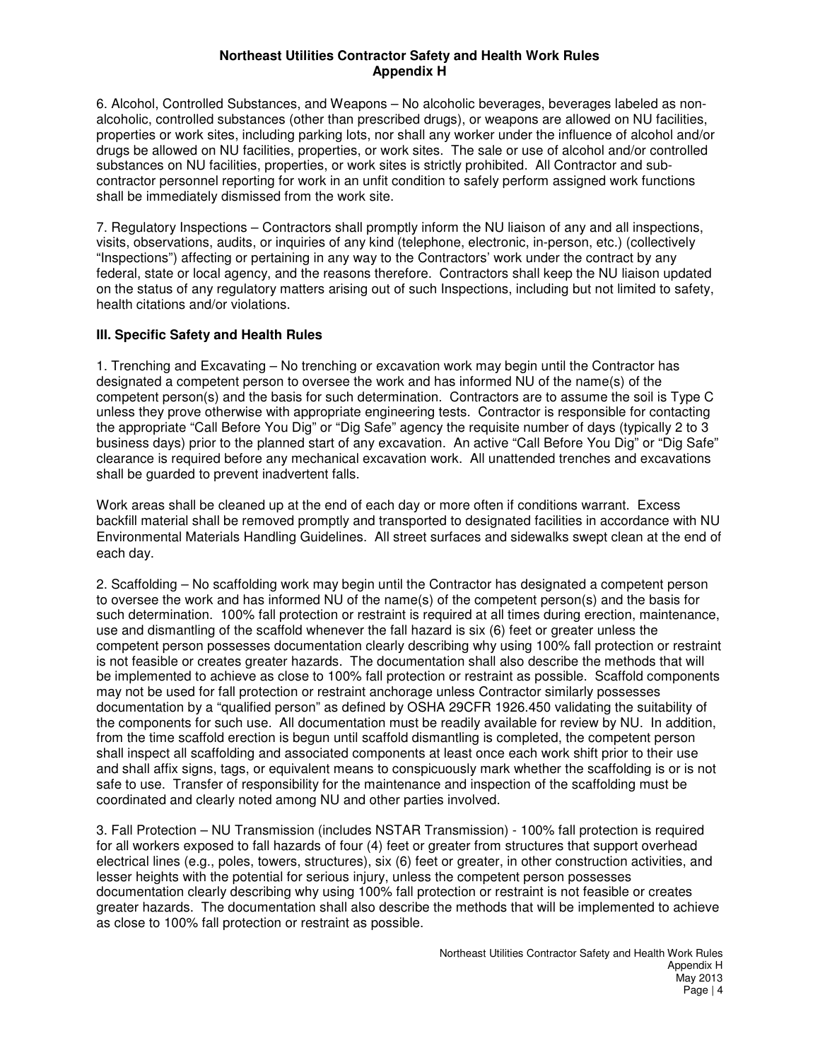6. Alcohol, Controlled Substances, and Weapons – No alcoholic beverages, beverages labeled as non-alcoholic, controlled substances (other than prescribed drugs), or weapons are allowed on NU facilities, properties or work sites, including parking lots, nor shall any worker under the influence of alcohol and/or drugs be allowed on NU facilities, properties, or work sites. The sale or use of alcohol and/or controlled substances on NU facilities, properties, or work sites is strictly prohibited. All Contractor and sub-contractor personnel reporting for work in an unfit condition to safely perform assigned work functions shall be immediately dismissed from the work site.

7. Regulatory Inspections – Contractors shall promptly inform the NU liaison of any and all inspections, visits, observations, audits, or inquiries of any kind (telephone, electronic, in-person, etc.) (collectively "Inspections") affecting or pertaining in any way to the Contractors' work under the contract by any federal, state or local agency, and the reasons therefore. Contractors shall keep the NU liaison updated on the status of any regulatory matters arising out of such Inspections, including but not limited to safety, health citations and/or violations.

## III. Specific Safety and Health Rules

1. Trenching and Excavating – No trenching or excavation work may begin until the Contractor has designated a competent person to oversee the work and has informed NU of the name(s) of the competent person(s) and the basis for such determination. Contractors are to assume the soil is Type C unless they prove otherwise with appropriate engineering tests. Contractor is responsible for contacting the appropriate "Call Before You Dig" or "Dig Safe" agency the requisite number of days (typically 2 to 3 business days) prior to the planned start of any excavation. An active "Call Before You Dig" or "Dig Safe" clearance is required before any mechanical excavation work. All unattended trenches and excavations shall be guarded to prevent inadvertent falls.

Work areas shall be cleaned up at the end of each day or more often if conditions warrant. Excess backfill material shall be removed promptly and transported to designated facilities in accordance with NU Environmental Materials Handling Guidelines. All street surfaces and sidewalks swept clean at the end of each day.

2. Scaffolding – No scaffolding work may begin until the Contractor has designated a competent person to oversee the work and has informed NU of the name(s) of the competent person(s) and the basis for such determination. 100% fall protection or restraint is required at all times during erection, maintenance, use and dismantling of the scaffold whenever the fall hazard is six (6) feet or greater unless the competent person possesses documentation clearly describing why using 100% fall protection or restraint is not feasible or creates greater hazards. The documentation shall also describe the methods that will be implemented to achieve as close to 100% fall protection or restraint as possible. Scaffold components may not be used for fall protection or restraint anchorage unless Contractor similarly possesses documentation by a "qualified person" as defined by OSHA 29CFR 1926.450 validating the suitability of the components for such use. All documentation must be readily available for review by NU. In addition, from the time scaffold erection is begun until scaffold dismantling is completed, the competent person shall inspect all scaffolding and associated components at least once each work shift prior to their use and shall affix signs, tags, or equivalent means to conspicuously mark whether the scaffolding is or is not safe to use. Transfer of responsibility for the maintenance and inspection of the scaffolding must be coordinated and clearly noted among NU and other parties involved.

3. Fall Protection – NU Transmission (includes NSTAR Transmission) - 100% fall protection is required for all workers exposed to fall hazards of four (4) feet or greater from structures that support overhead electrical lines (e.g., poles, towers, structures), six (6) feet or greater, in other construction activities, and lesser heights with the potential for serious injury, unless the competent person possesses documentation clearly describing why using 100% fall protection or restraint is not feasible or creates greater hazards. The documentation shall also describe the methods that will be implemented to achieve as close to 100% fall protection or restraint as possible.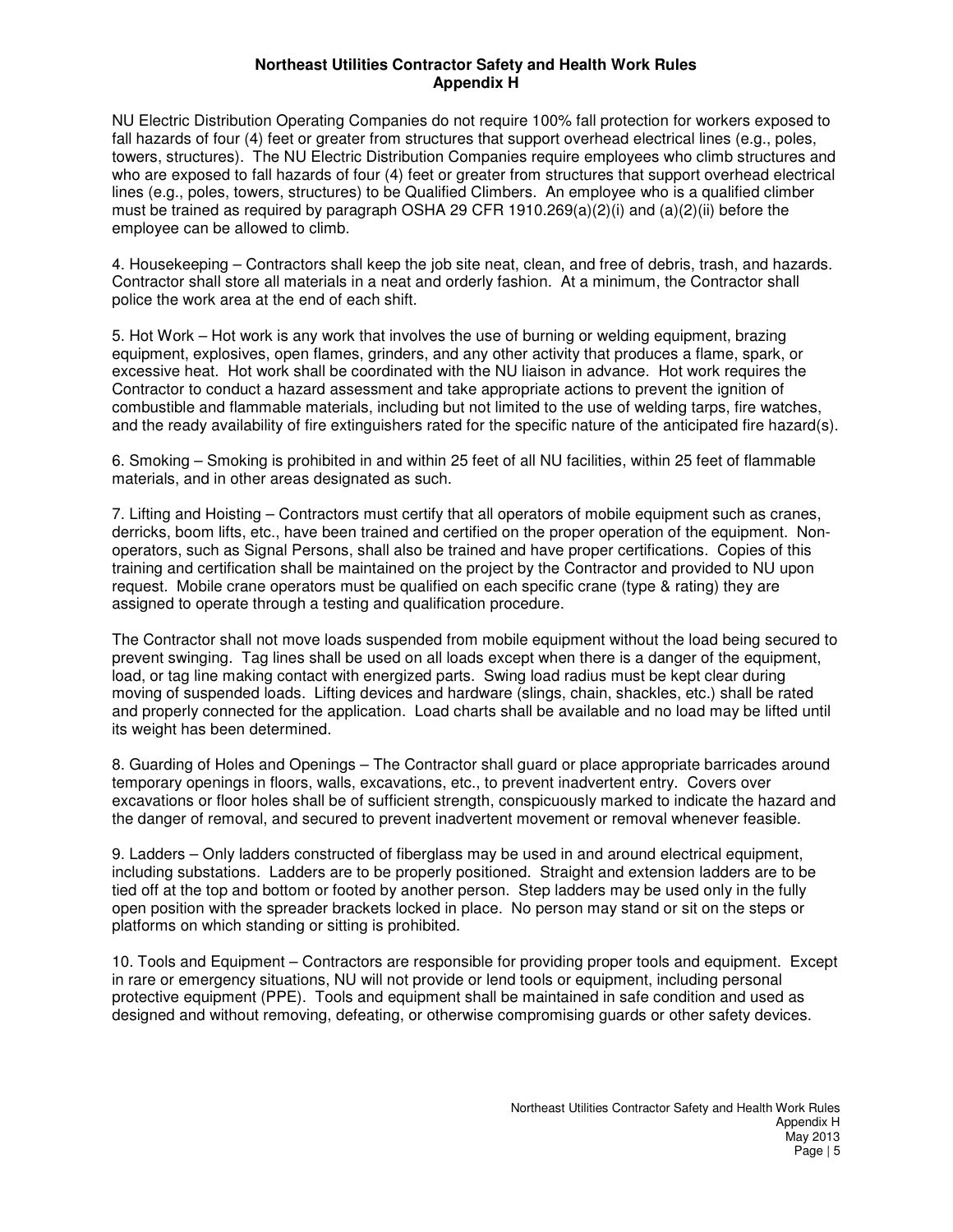NU Electric Distribution Operating Companies do not require 100% fall protection for workers exposed to fall hazards of four (4) feet or greater from structures that support overhead electrical lines (e.g., poles, towers, structures). The NU Electric Distribution Companies require employees who climb structures and who are exposed to fall hazards of four (4) feet or greater from structures that support overhead electrical lines (e.g., poles, towers, structures) to be Qualified Climbers. An employee who is a qualified climber must be trained as required by paragraph OSHA 29 CFR 1910.269(a)(2)(i) and (a)(2)(ii) before the employee can be allowed to climb.

4. Housekeeping – Contractors shall keep the job site neat, clean, and free of debris, trash, and hazards. Contractor shall store all materials in a neat and orderly fashion. At a minimum, the Contractor shall police the work area at the end of each shift.

5. Hot Work – Hot work is any work that involves the use of burning or welding equipment, brazing equipment, explosives, open flames, grinders, and any other activity that produces a flame, spark, or excessive heat. Hot work shall be coordinated with the NU liaison in advance. Hot work requires the Contractor to conduct a hazard assessment and take appropriate actions to prevent the ignition of combustible and flammable materials, including but not limited to the use of welding tarps, fire watches, and the ready availability of fire extinguishers rated for the specific nature of the anticipated fire hazard(s).

6. Smoking – Smoking is prohibited in and within 25 feet of all NU facilities, within 25 feet of flammable materials, and in other areas designated as such.

7. Lifting and Hoisting – Contractors must certify that all operators of mobile equipment such as cranes, derricks, boom lifts, etc., have been trained and certified on the proper operation of the equipment. Non-operators, such as Signal Persons, shall also be trained and have proper certifications. Copies of this training and certification shall be maintained on the project by the Contractor and provided to NU upon request. Mobile crane operators must be qualified on each specific crane (type & rating) they are assigned to operate through a testing and qualification procedure.

The Contractor shall not move loads suspended from mobile equipment without the load being secured to prevent swinging. Tag lines shall be used on all loads except when there is a danger of the equipment, load, or tag line making contact with energized parts. Swing load radius must be kept clear during moving of suspended loads. Lifting devices and hardware (slings, chain, shackles, etc.) shall be rated and properly connected for the application. Load charts shall be available and no load may be lifted until its weight has been determined.

8. Guarding of Holes and Openings – The Contractor shall guard or place appropriate barricades around temporary openings in floors, walls, excavations, etc., to prevent inadvertent entry. Covers over excavations or floor holes shall be of sufficient strength, conspicuously marked to indicate the hazard and the danger of removal, and secured to prevent inadvertent movement or removal whenever feasible.

9. Ladders – Only ladders constructed of fiberglass may be used in and around electrical equipment, including substations. Ladders are to be properly positioned. Straight and extension ladders are to be tied off at the top and bottom or footed by another person. Step ladders may be used only in the fully open position with the spreader brackets locked in place. No person may stand or sit on the steps or platforms on which standing or sitting is prohibited.

10. Tools and Equipment – Contractors are responsible for providing proper tools and equipment. Except in rare or emergency situations, NU will not provide or lend tools or equipment, including personal protective equipment (PPE). Tools and equipment shall be maintained in safe condition and used as designed and without removing, defeating, or otherwise compromising guards or other safety devices.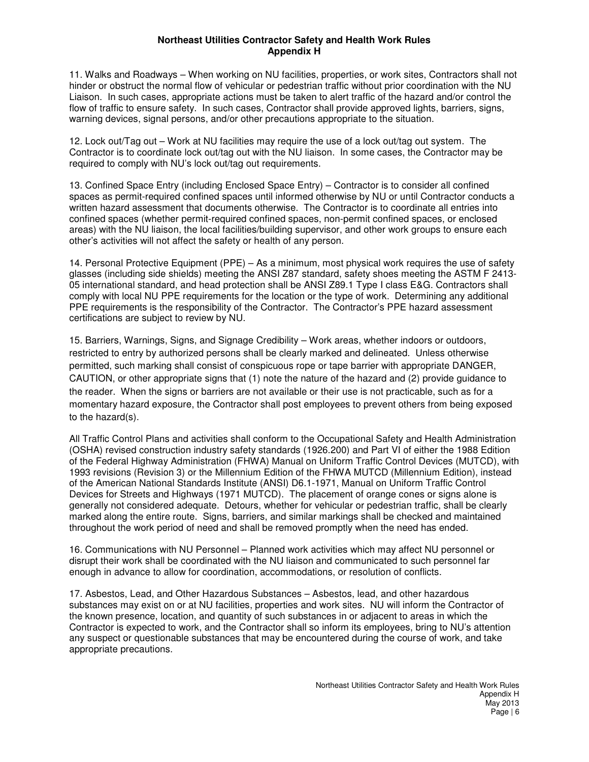11. Walks and Roadways – When working on NU facilities, properties, or work sites, Contractors shall not hinder or obstruct the normal flow of vehicular or pedestrian traffic without prior coordination with the NU Liaison. In such cases, appropriate actions must be taken to alert traffic of the hazard and/or control the flow of traffic to ensure safety. In such cases, Contractor shall provide approved lights, barriers, signs, warning devices, signal persons, and/or other precautions appropriate to the situation.

12. Lock out/Tag out – Work at NU facilities may require the use of a lock out/tag out system. The Contractor is to coordinate lock out/tag out with the NU liaison. In some cases, the Contractor may be required to comply with NU's lock out/tag out requirements.

13. Confined Space Entry (including Enclosed Space Entry) – Contractor is to consider all confined spaces as permit-required confined spaces until informed otherwise by NU or until Contractor conducts a written hazard assessment that documents otherwise. The Contractor is to coordinate all entries into confined spaces (whether permit-required confined spaces, non-permit confined spaces, or enclosed areas) with the NU liaison, the local facilities/building supervisor, and other work groups to ensure each other's activities will not affect the safety or health of any person.

14. Personal Protective Equipment (PPE) – As a minimum, most physical work requires the use of safety glasses (including side shields) meeting the ANSI Z87 standard, safety shoes meeting the ASTM F 2413-05 international standard, and head protection shall be ANSI Z89.1 Type I class E&G. Contractors shall comply with local NU PPE requirements for the location or the type of work. Determining any additional PPE requirements is the responsibility of the Contractor. The Contractor's PPE hazard assessment certifications are subject to review by NU.

15. Barriers, Warnings, Signs, and Signage Credibility – Work areas, whether indoors or outdoors, restricted to entry by authorized persons shall be clearly marked and delineated. Unless otherwise permitted, such marking shall consist of conspicuous rope or tape barrier with appropriate DANGER, CAUTION, or other appropriate signs that (1) note the nature of the hazard and (2) provide guidance to the reader. When the signs or barriers are not available or their use is not practicable, such as for a momentary hazard exposure, the Contractor shall post employees to prevent others from being exposed to the hazard(s).

All Traffic Control Plans and activities shall conform to the Occupational Safety and Health Administration (OSHA) revised construction industry safety standards (1926.200) and Part VI of either the 1988 Edition of the Federal Highway Administration (FHWA) Manual on Uniform Traffic Control Devices (MUTCD), with 1993 revisions (Revision 3) or the Millennium Edition of the FHWA MUTCD (Millennium Edition), instead of the American National Standards Institute (ANSI) D6.1-1971, Manual on Uniform Traffic Control Devices for Streets and Highways (1971 MUTCD). The placement of orange cones or signs alone is generally not considered adequate. Detours, whether for vehicular or pedestrian traffic, shall be clearly marked along the entire route. Signs, barriers, and similar markings shall be checked and maintained throughout the work period of need and shall be removed promptly when the need has ended.

16. Communications with NU Personnel – Planned work activities which may affect NU personnel or disrupt their work shall be coordinated with the NU liaison and communicated to such personnel far enough in advance to allow for coordination, accommodations, or resolution of conflicts.

17. Asbestos, Lead, and Other Hazardous Substances – Asbestos, lead, and other hazardous substances may exist on or at NU facilities, properties and work sites. NU will inform the Contractor of the known presence, location, and quantity of such substances in or adjacent to areas in which the Contractor is expected to work, and the Contractor shall so inform its employees, bring to NU's attention any suspect or questionable substances that may be encountered during the course of work, and take appropriate precautions.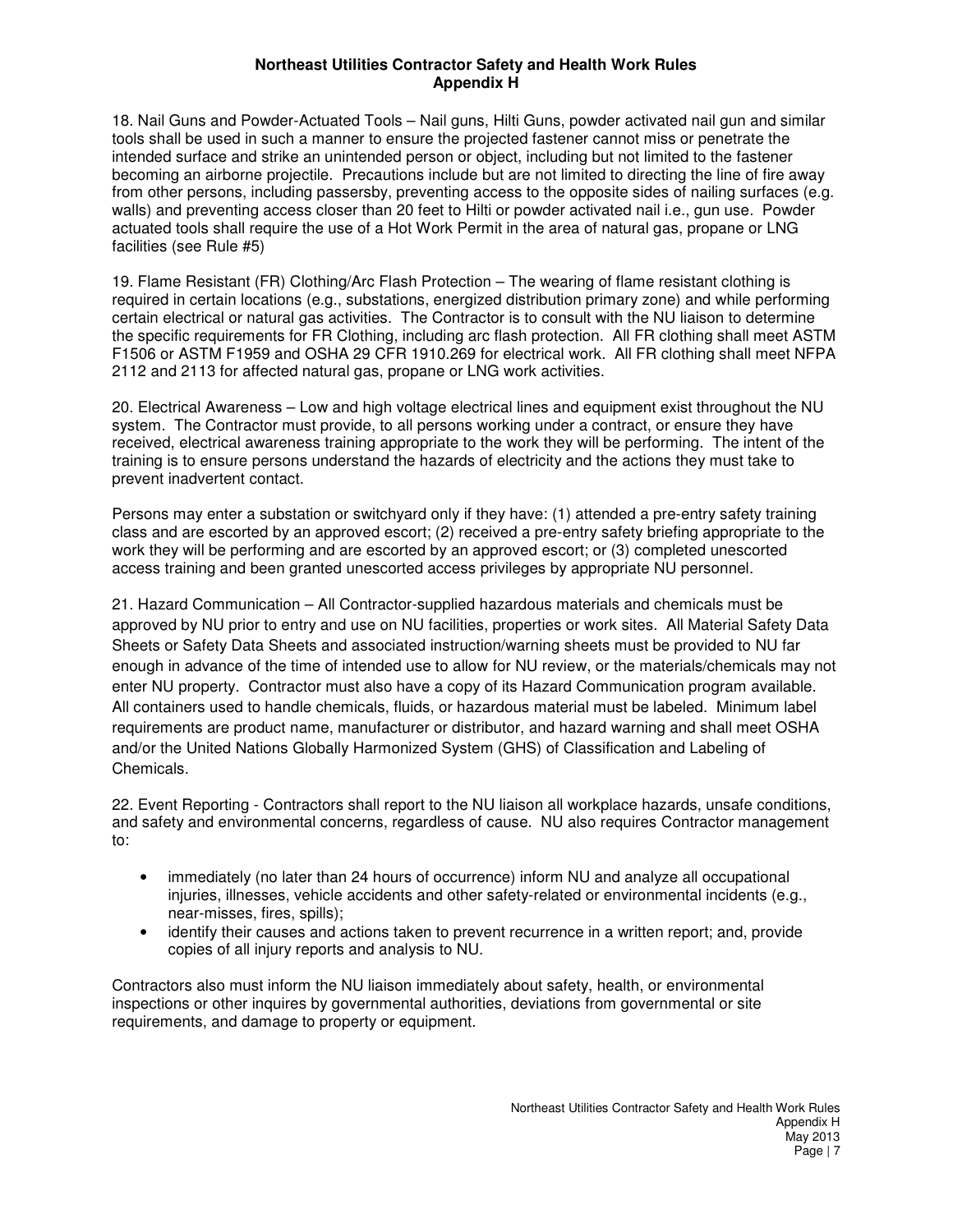18. Nail Guns and Powder-Actuated Tools – Nail guns, Hilti Guns, powder activated nail gun and similar tools shall be used in such a manner to ensure the projected fastener cannot miss or penetrate the intended surface and strike an unintended person or object, including but not limited to the fastener becoming an airborne projectile. Precautions include but are not limited to directing the line of fire away from other persons, including passersby, preventing access to the opposite sides of nailing surfaces (e.g. walls) and preventing access closer than 20 feet to Hilti or powder activated nail i.e., gun use. Powder actuated tools shall require the use of a Hot Work Permit in the area of natural gas, propane or LNG facilities (see Rule #5)

19. Flame Resistant (FR) Clothing/Arc Flash Protection – The wearing of flame resistant clothing is required in certain locations (e.g., substations, energized distribution primary zone) and while performing certain electrical or natural gas activities. The Contractor is to consult with the NU liaison to determine the specific requirements for FR Clothing, including arc flash protection. All FR clothing shall meet ASTM F1506 or ASTM F1959 and OSHA 29 CFR 1910.269 for electrical work. All FR clothing shall meet NFPA 2112 and 2113 for affected natural gas, propane or LNG work activities.

20. Electrical Awareness – Low and high voltage electrical lines and equipment exist throughout the NU system. The Contractor must provide, to all persons working under a contract, or ensure they have received, electrical awareness training appropriate to the work they will be performing. The intent of the training is to ensure persons understand the hazards of electricity and the actions they must take to prevent inadvertent contact.

Persons may enter a substation or switchyard only if they have: (1) attended a pre-entry safety training class and are escorted by an approved escort; (2) received a pre-entry safety briefing appropriate to the work they will be performing and are escorted by an approved escort; or (3) completed unescorted access training and been granted unescorted access privileges by appropriate NU personnel.

21. Hazard Communication – All Contractor-supplied hazardous materials and chemicals must be approved by NU prior to entry and use on NU facilities, properties or work sites. All Material Safety Data Sheets or Safety Data Sheets and associated instruction/warning sheets must be provided to NU far enough in advance of the time of intended use to allow for NU review, or the materials/chemicals may not enter NU property. Contractor must also have a copy of its Hazard Communication program available. All containers used to handle chemicals, fluids, or hazardous material must be labeled. Minimum label requirements are product name, manufacturer or distributor, and hazard warning and shall meet OSHA and/or the United Nations Globally Harmonized System (GHS) of Classification and Labeling of Chemicals.

22. Event Reporting - Contractors shall report to the NU liaison all workplace hazards, unsafe conditions, and safety and environmental concerns, regardless of cause. NU also requires Contractor management to:

- immediately (no later than 24 hours of occurrence) inform NU and analyze all occupational injuries, illnesses, vehicle accidents and other safety-related or environmental incidents (e.g., near-misses, fires, spills);
- identify their causes and actions taken to prevent recurrence in a written report; and, provide copies of all injury reports and analysis to NU.

Contractors also must inform the NU liaison immediately about safety, health, or environmental inspections or other inquires by governmental authorities, deviations from governmental or site requirements, and damage to property or equipment.